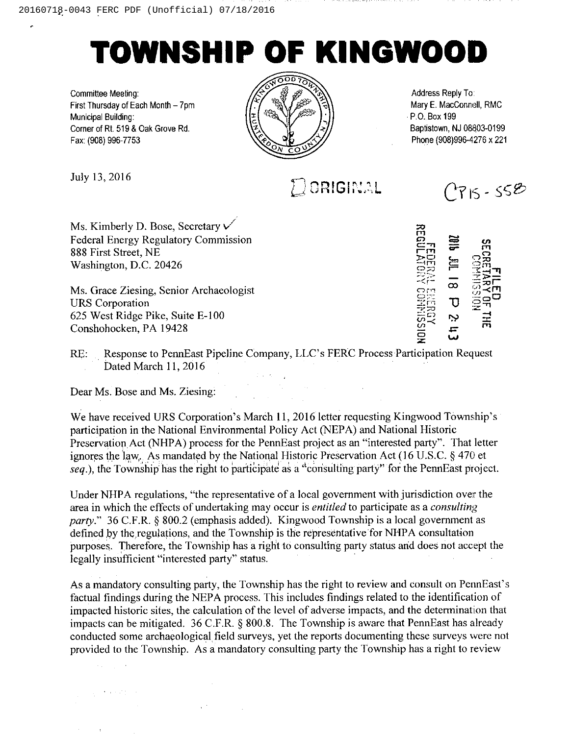# TOWNSHIP OF KINGWOOD

Committee Meeting:
First Thursday of Each Month – 7pm
Municipal Building:
Corner of Rt. 519 & Oak Grove Rd.
Fax: (908) 996-7753

Address Reply To:
Mary E. MacConnell, RMC
P.O. Box 199
Baptistown, NJ 08803-0199
Phone (908)996-4276 x 221

July 13, 2016

ORIGINAL

CP15 - 558

FILED
SECRETARY OF THE COMMISSION
2016 JUL 18 P 2:43
FEDERAL ENERGY REGULATORY COMMISSION

Ms. Kimberly D. Bose, Secretary
Federal Energy Regulatory Commission
888 First Street, NE
Washington, D.C. 20426

Ms. Grace Ziesing, Senior Archaeologist
URS Corporation
625 West Ridge Pike, Suite E-100
Conshohocken, PA 19428

RE: Response to PennEast Pipeline Company, LLC's FERC Process Participation Request Dated March 11, 2016

Dear Ms. Bose and Ms. Ziesing:

We have received URS Corporation's March 11, 2016 letter requesting Kingwood Township's participation in the National Environmental Policy Act (NEPA) and National Historic Preservation Act (NHPA) process for the PennEast project as an "interested party". That letter ignores the law. As mandated by the National Historic Preservation Act (16 U.S.C. § 470 et *seq.*), the Township has the right to participate as a "consulting party" for the PennEast project.

Under NHPA regulations, "the representative of a local government with jurisdiction over the area in which the effects of undertaking may occur is *entitled* to participate as a *consulting party.*" 36 C.F.R. § 800.2 (emphasis added). Kingwood Township is a local government as defined by the regulations, and the Township is the representative for NHPA consultation purposes. Therefore, the Township has a right to consulting party status and does not accept the legally insufficient "interested party" status.

As a mandatory consulting party, the Township has the right to review and consult on PennEast's factual findings during the NEPA process. This includes findings related to the identification of impacted historic sites, the calculation of the level of adverse impacts, and the determination that impacts can be mitigated. 36 C.F.R. § 800.8. The Township is aware that PennEast has already conducted some archaeological field surveys, yet the reports documenting these surveys were not provided to the Township. As a mandatory consulting party the Township has a right to review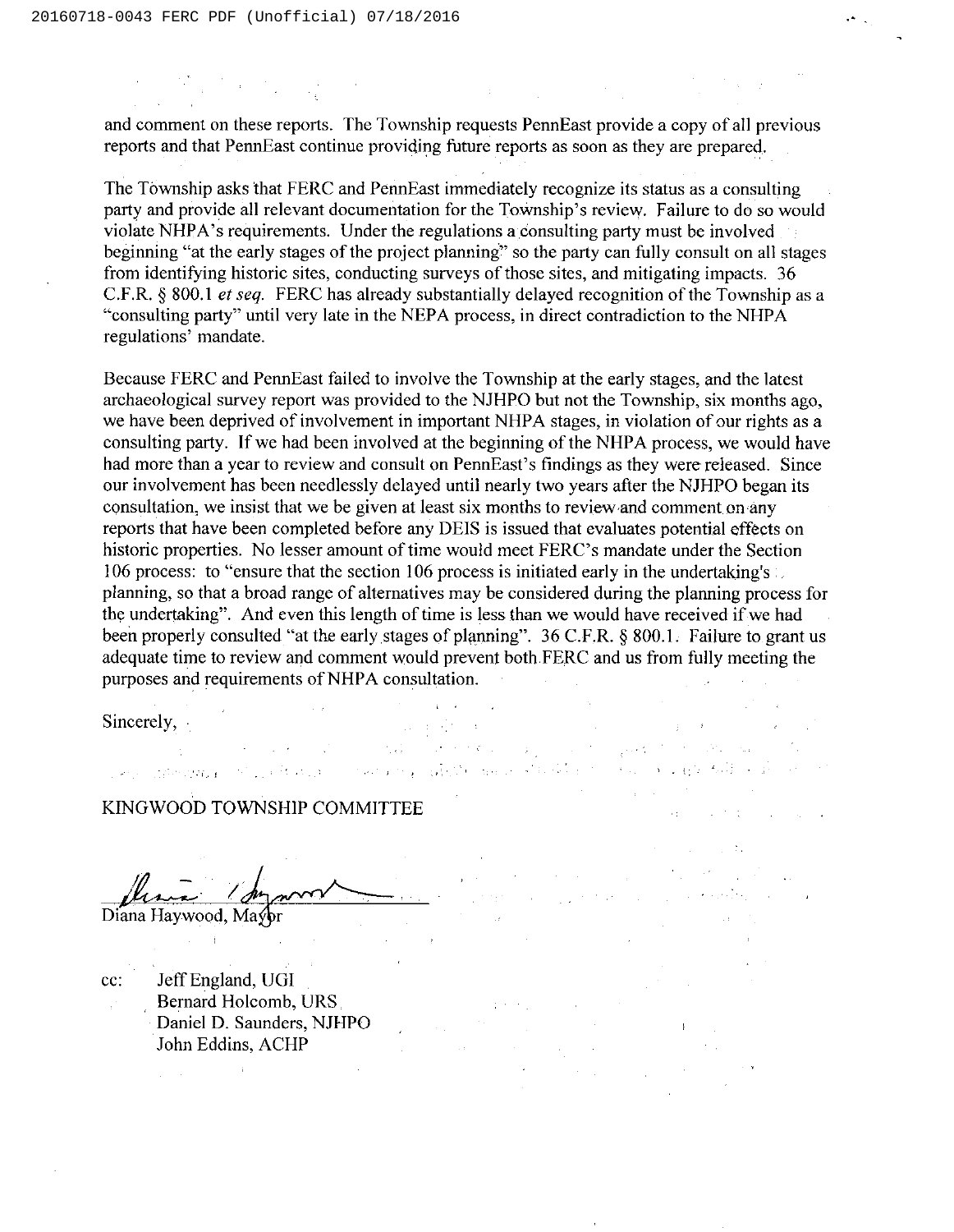and comment on these reports. The Township requests PennEast provide a copy of all previous reports and that PennEast continue providing future reports as soon as they are prepared.

The Township asks that FERC and PennEast immediately recognize its status as a consulting party and provide all relevant documentation for the Township's review. Failure to do so would violate NHPA's requirements. Under the regulations a consulting party must be involved beginning "at the early stages of the project planning" so the party can fully consult on all stages from identifying historic sites, conducting surveys of those sites, and mitigating impacts. 36 C.F.R. § 800.1 *et seq.* FERC has already substantially delayed recognition of the Township as a "consulting party" until very late in the NEPA process, in direct contradiction to the NHPA regulations' mandate.

Because FERC and PennEast failed to involve the Township at the early stages, and the latest archaeological survey report was provided to the NJHPO but not the Township, six months ago, we have been deprived of involvement in important NHPA stages, in violation of our rights as a consulting party. If we had been involved at the beginning of the NHPA process, we would have had more than a year to review and consult on PennEast's findings as they were released. Since our involvement has been needlessly delayed until nearly two years after the NJHPO began its consultation, we insist that we be given at least six months to review and comment on any reports that have been completed before any DEIS is issued that evaluates potential effects on historic properties. No lesser amount of time would meet FERC's mandate under the Section 106 process: to "ensure that the section 106 process is initiated early in the undertaking's planning, so that a broad range of alternatives may be considered during the planning process for the undertaking". And even this length of time is less than we would have received if we had been properly consulted "at the early stages of planning". 36 C.F.R. § 800.1. Failure to grant us adequate time to review and comment would prevent both FERC and us from fully meeting the purposes and requirements of NHPA consultation.

Sincerely,

KINGWOOD TOWNSHIP COMMITTEE

Diana Haywood, Mayor

cc: Jeff England, UGI
Bernard Holcomb, URS
Daniel D. Saunders, NJHPO
John Eddins, ACHP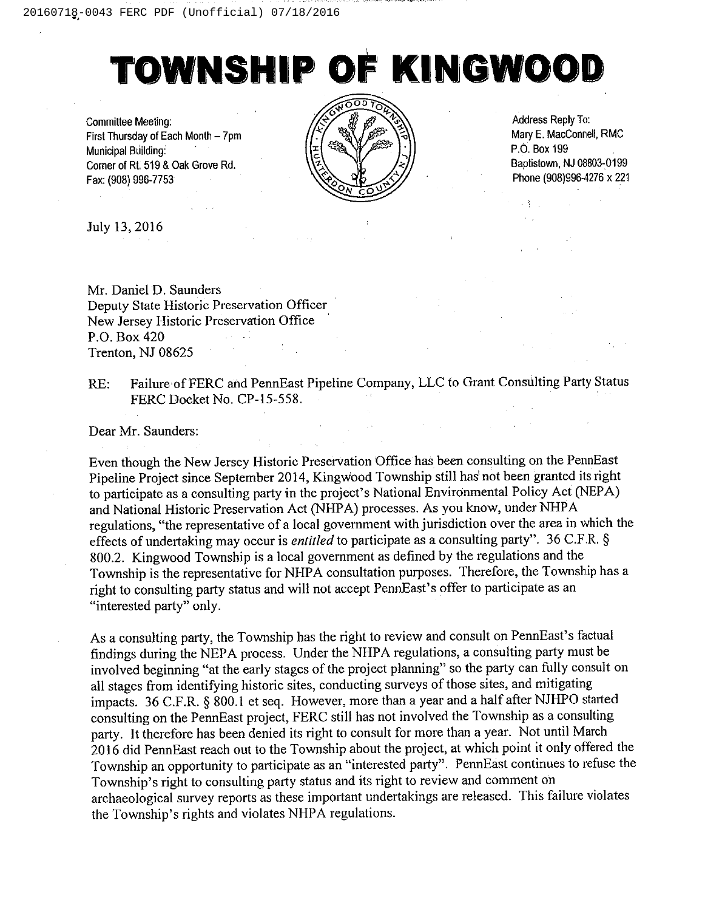# TOWNSHIP OF KINGWOOD

Committee Meeting:
First Thursday of Each Month – 7pm
Municipal Building:
Corner of Rt. 519 & Oak Grove Rd.
Fax: (908) 996-7753

Address Reply To:
Mary E. MacConnell, RMC
P.O. Box 199
Baptistown, NJ 08803-0199
Phone (908)996-4276 x 221

July 13, 2016

Mr. Daniel D. Saunders
Deputy State Historic Preservation Officer
New Jersey Historic Preservation Office
P.O. Box 420
Trenton, NJ 08625

RE: Failure of FERC and PennEast Pipeline Company, LLC to Grant Consulting Party Status FERC Docket No. CP-15-558.

Dear Mr. Saunders:

Even though the New Jersey Historic Preservation Office has been consulting on the PennEast Pipeline Project since September 2014, Kingwood Township still has not been granted its right to participate as a consulting party in the project's National Environmental Policy Act (NEPA) and National Historic Preservation Act (NHPA) processes. As you know, under NHPA regulations, "the representative of a local government with jurisdiction over the area in which the effects of undertaking may occur is *entitled* to participate as a consulting party". 36 C.F.R. § 800.2. Kingwood Township is a local government as defined by the regulations and the Township is the representative for NHPA consultation purposes. Therefore, the Township has a right to consulting party status and will not accept PennEast's offer to participate as an "interested party" only.

As a consulting party, the Township has the right to review and consult on PennEast's factual findings during the NEPA process. Under the NHPA regulations, a consulting party must be involved beginning "at the early stages of the project planning" so the party can fully consult on all stages from identifying historic sites, conducting surveys of those sites, and mitigating impacts. 36 C.F.R. § 800.1 et seq. However, more than a year and a half after NJHPO started consulting on the PennEast project, FERC still has not involved the Township as a consulting party. It therefore has been denied its right to consult for more than a year. Not until March 2016 did PennEast reach out to the Township about the project, at which point it only offered the Township an opportunity to participate as an "interested party". PennEast continues to refuse the Township's right to consulting party status and its right to review and comment on archaeological survey reports as these important undertakings are released. This failure violates the Township's rights and violates NHPA regulations.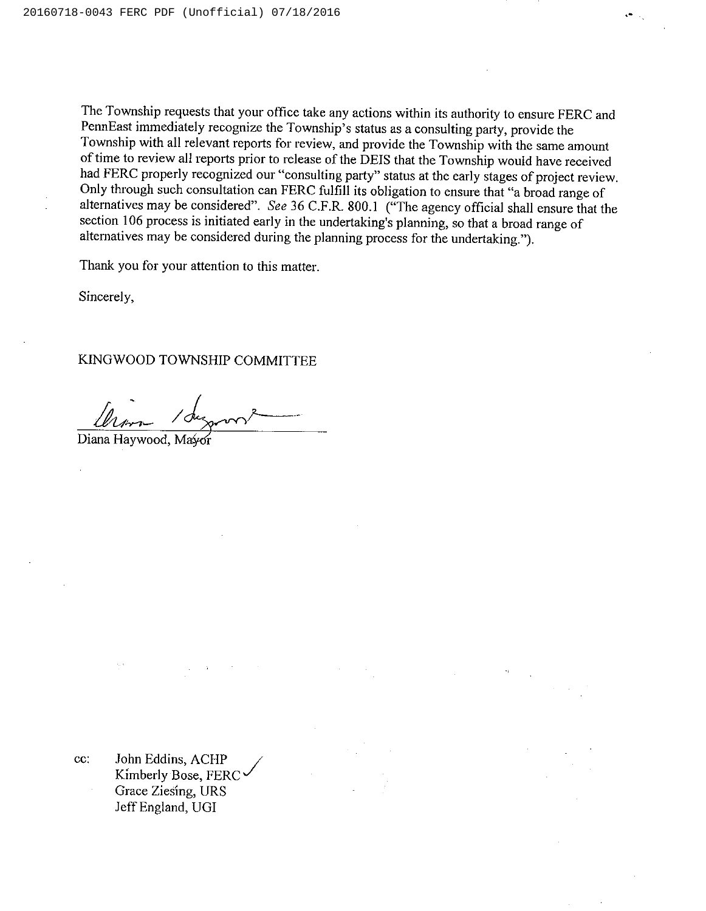The Township requests that your office take any actions within its authority to ensure FERC and PennEast immediately recognize the Township's status as a consulting party, provide the Township with all relevant reports for review, and provide the Township with the same amount of time to review all reports prior to release of the DEIS that the Township would have received had FERC properly recognized our "consulting party" status at the early stages of project review. Only through such consultation can FERC fulfill its obligation to ensure that "a broad range of alternatives may be considered". *See* 36 C.F.R. 800.1 ("The agency official shall ensure that the section 106 process is initiated early in the undertaking's planning, so that a broad range of alternatives may be considered during the planning process for the undertaking.").

Thank you for your attention to this matter.

Sincerely,

KINGWOOD TOWNSHIP COMMITTEE

Diana Haywood, Mayor

cc: John Eddins, ACHP
Kimberly Bose, FERC
Grace Ziesing, URS
Jeff England, UGI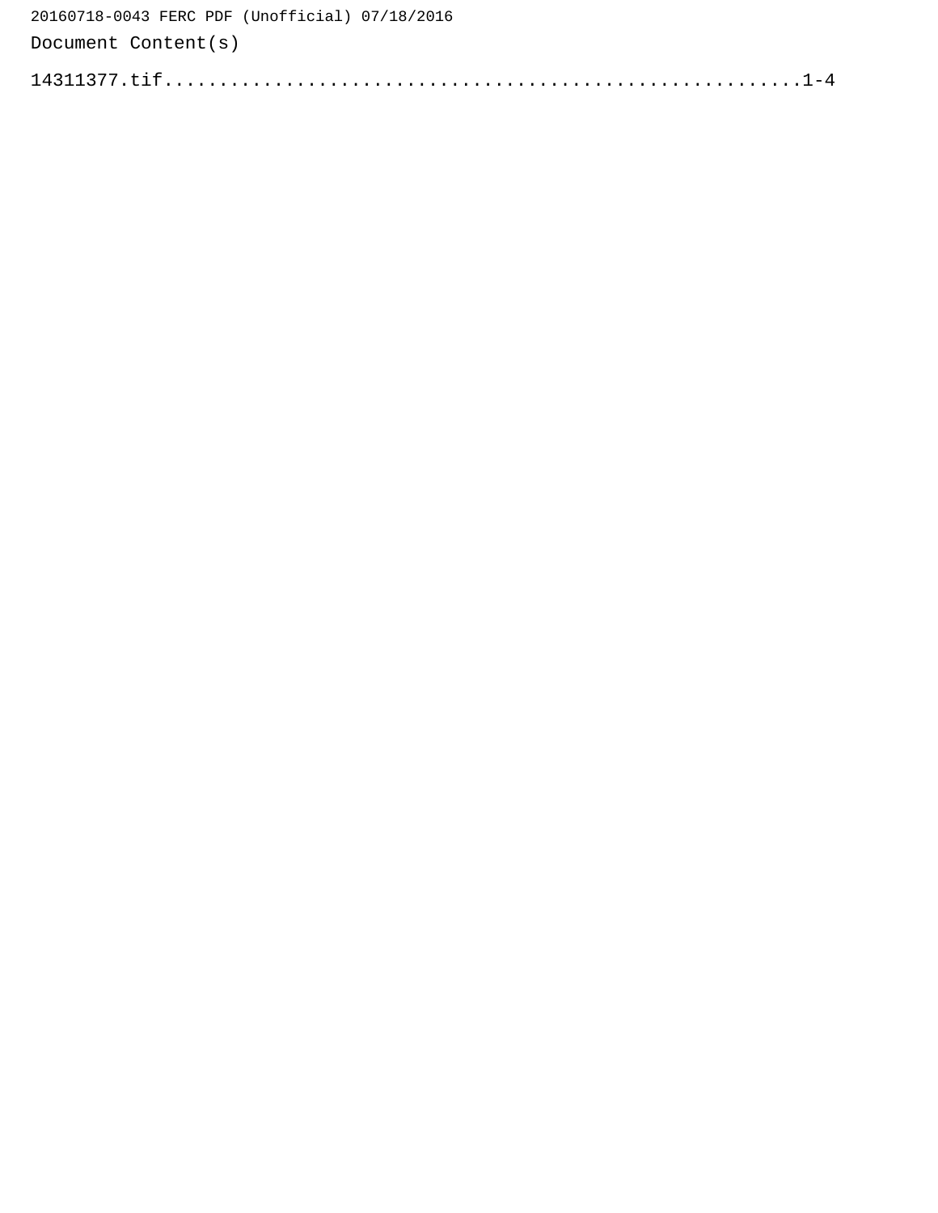20160718-0043 FERC PDF (Unofficial) 07/18/2016

Document Content(s)

14311377.tif......................................................1-4